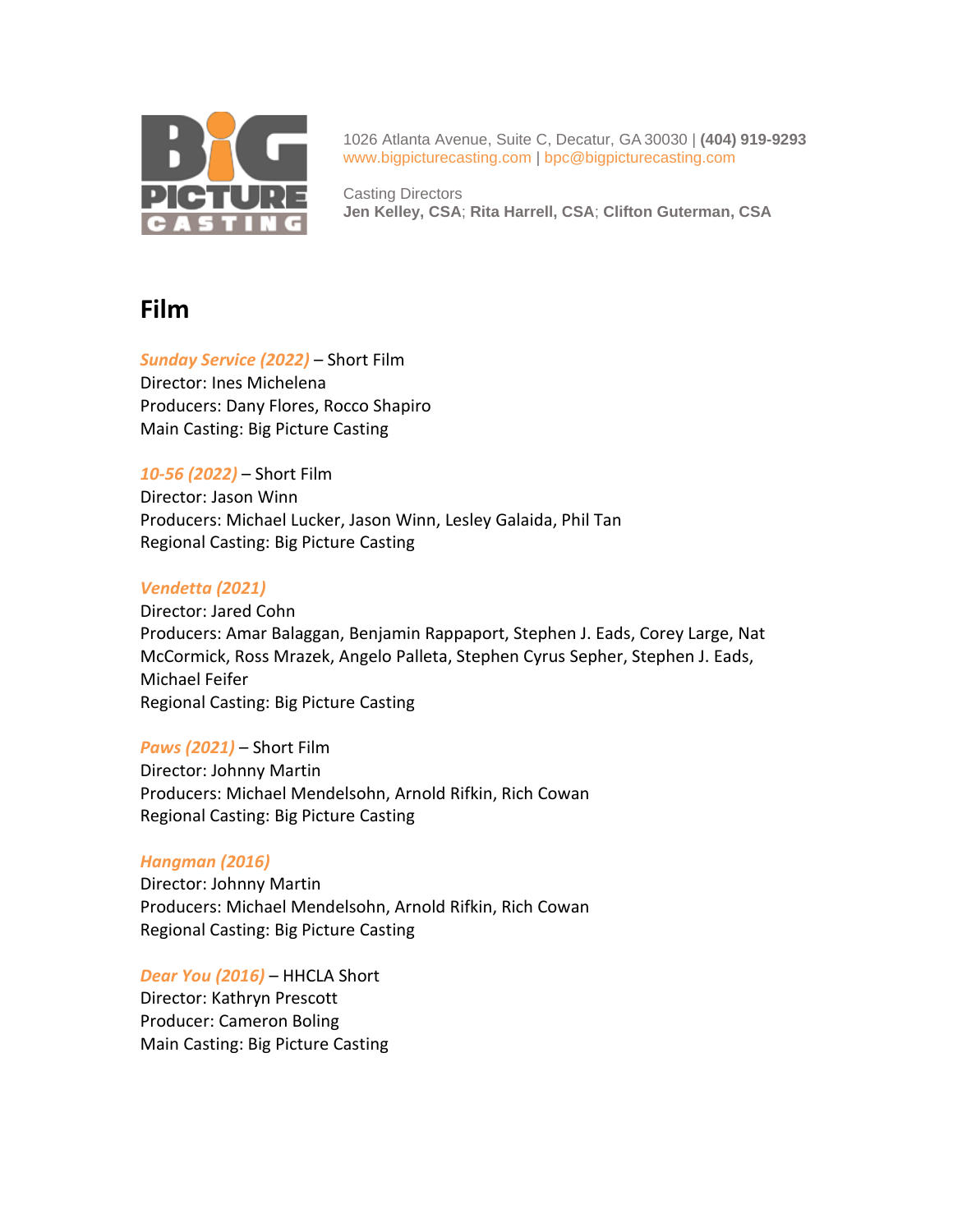1026 Atlanta Avenue, Suite C, Decatur, GA 30030 | **(404) 919-9293**
www.bigpicturecasting.com | bpc@bigpicturecasting.com

Casting Directors
**Jen Kelley, CSA**; **Rita Harrell, CSA**; **Clifton Guterman, CSA**

# Film

***Sunday Service (2022)*** – Short Film
Director: Ines Michelena
Producers: Dany Flores, Rocco Shapiro
Main Casting: Big Picture Casting

***10-56 (2022)*** – Short Film
Director: Jason Winn
Producers: Michael Lucker, Jason Winn, Lesley Galaida, Phil Tan
Regional Casting: Big Picture Casting

***Vendetta (2021)***
Director: Jared Cohn
Producers: Amar Balaggan, Benjamin Rappaport, Stephen J. Eads, Corey Large, Nat McCormick, Ross Mrazek, Angelo Palleta, Stephen Cyrus Sepher, Stephen J. Eads, Michael Feifer
Regional Casting: Big Picture Casting

***Paws (2021)*** – Short Film
Director: Johnny Martin
Producers: Michael Mendelsohn, Arnold Rifkin, Rich Cowan
Regional Casting: Big Picture Casting

***Hangman (2016)***
Director: Johnny Martin
Producers: Michael Mendelsohn, Arnold Rifkin, Rich Cowan
Regional Casting: Big Picture Casting

***Dear You (2016)*** – HHCLA Short
Director: Kathryn Prescott
Producer: Cameron Boling
Main Casting: Big Picture Casting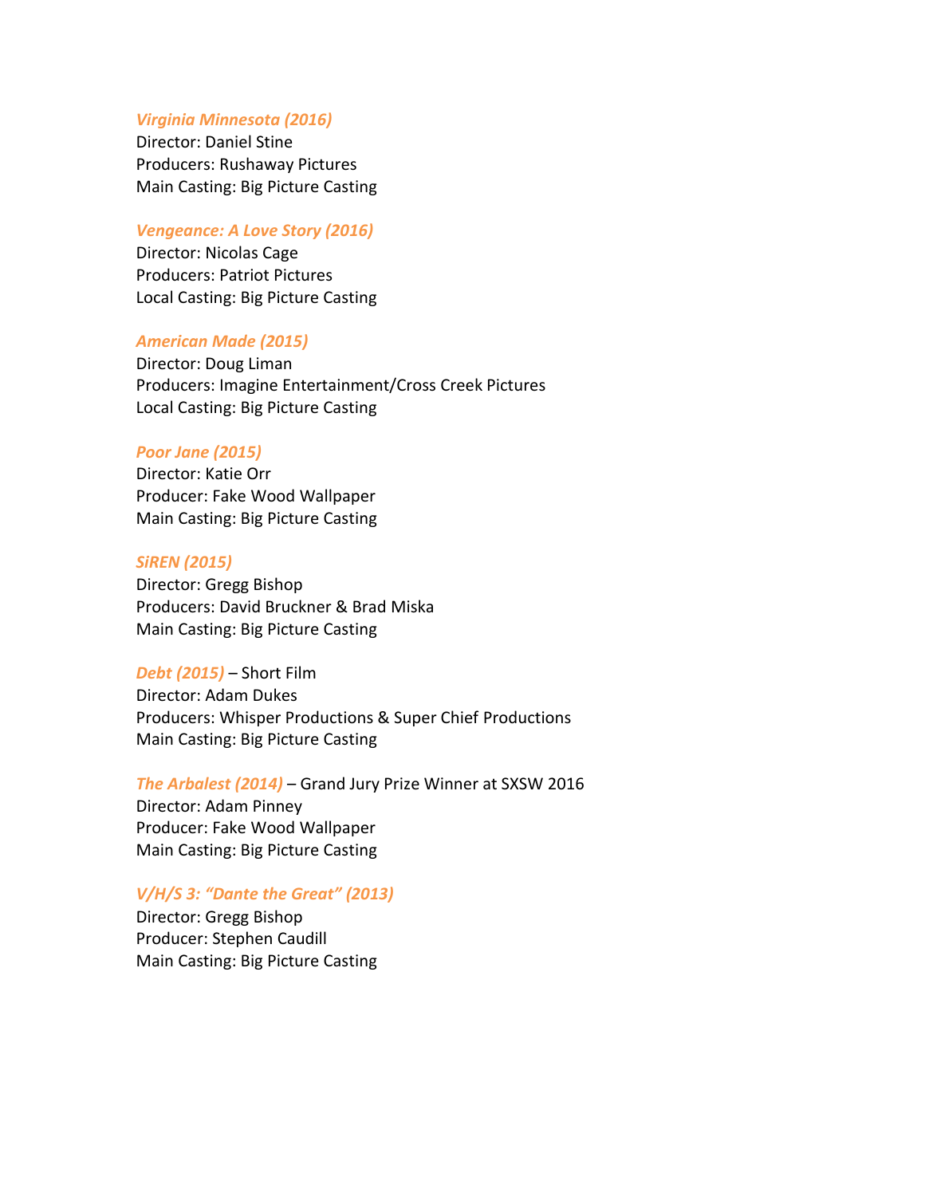***Virginia Minnesota (2016)***
Director: Daniel Stine
Producers: Rushaway Pictures
Main Casting: Big Picture Casting

***Vengeance: A Love Story (2016)***
Director: Nicolas Cage
Producers: Patriot Pictures
Local Casting: Big Picture Casting

***American Made (2015)***
Director: Doug Liman
Producers: Imagine Entertainment/Cross Creek Pictures
Local Casting: Big Picture Casting

***Poor Jane (2015)***
Director: Katie Orr
Producer: Fake Wood Wallpaper
Main Casting: Big Picture Casting

***SiREN (2015)***
Director: Gregg Bishop
Producers: David Bruckner & Brad Miska
Main Casting: Big Picture Casting

***Debt (2015)*** – Short Film
Director: Adam Dukes
Producers: Whisper Productions & Super Chief Productions
Main Casting: Big Picture Casting

***The Arbalest (2014)*** – Grand Jury Prize Winner at SXSW 2016
Director: Adam Pinney
Producer: Fake Wood Wallpaper
Main Casting: Big Picture Casting

***V/H/S 3: "Dante the Great" (2013)***
Director: Gregg Bishop
Producer: Stephen Caudill
Main Casting: Big Picture Casting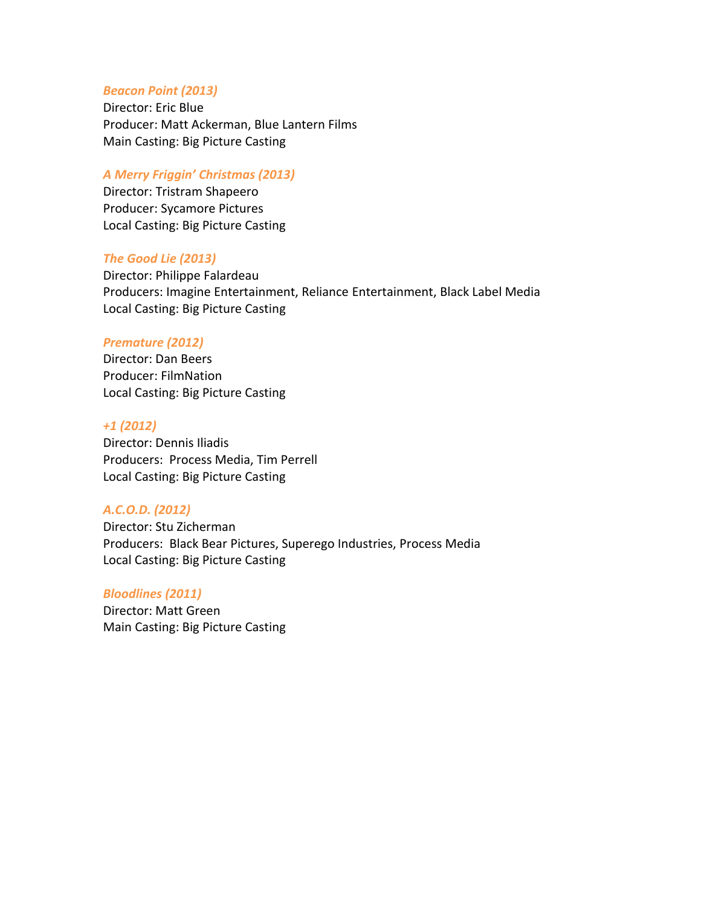***Beacon Point (2013)***
Director: Eric Blue
Producer: Matt Ackerman, Blue Lantern Films
Main Casting: Big Picture Casting

***A Merry Friggin' Christmas (2013)***
Director: Tristram Shapeero
Producer: Sycamore Pictures
Local Casting: Big Picture Casting

***The Good Lie (2013)***
Director: Philippe Falardeau
Producers: Imagine Entertainment, Reliance Entertainment, Black Label Media
Local Casting: Big Picture Casting

***Premature (2012)***
Director: Dan Beers
Producer: FilmNation
Local Casting: Big Picture Casting

***+1 (2012)***
Director: Dennis Iliadis
Producers: Process Media, Tim Perrell
Local Casting: Big Picture Casting

***A.C.O.D. (2012)***
Director: Stu Zicherman
Producers: Black Bear Pictures, Superego Industries, Process Media
Local Casting: Big Picture Casting

***Bloodlines (2011)***
Director: Matt Green
Main Casting: Big Picture Casting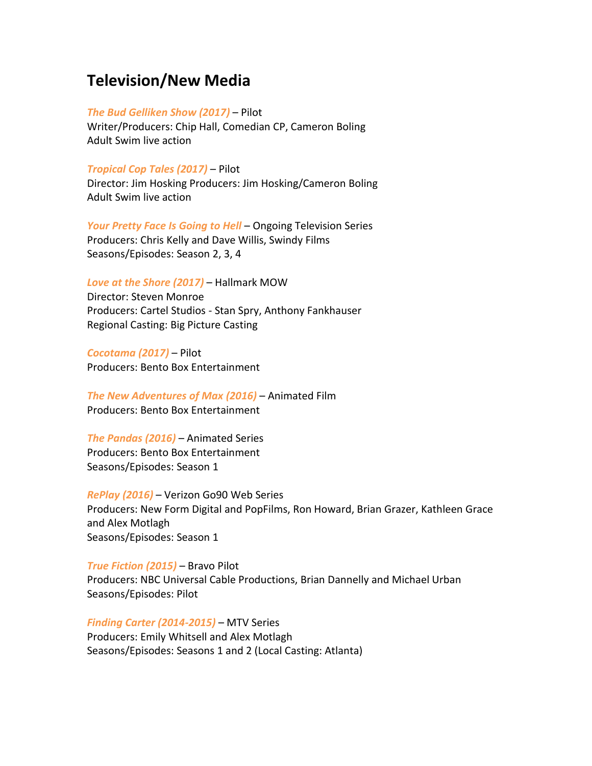# Television/New Media

*The Bud Gelliken Show (2017)* – Pilot
Writer/Producers: Chip Hall, Comedian CP, Cameron Boling
Adult Swim live action

*Tropical Cop Tales (2017)* – Pilot
Director: Jim Hosking Producers: Jim Hosking/Cameron Boling
Adult Swim live action

*Your Pretty Face Is Going to Hell* – Ongoing Television Series
Producers: Chris Kelly and Dave Willis, Swindy Films
Seasons/Episodes: Season 2, 3, 4

*Love at the Shore (2017)* – Hallmark MOW
Director: Steven Monroe
Producers: Cartel Studios - Stan Spry, Anthony Fankhauser
Regional Casting: Big Picture Casting

*Cocotama (2017)* – Pilot
Producers: Bento Box Entertainment

*The New Adventures of Max (2016)* – Animated Film
Producers: Bento Box Entertainment

*The Pandas (2016)* – Animated Series
Producers: Bento Box Entertainment
Seasons/Episodes: Season 1

*RePlay (2016)* – Verizon Go90 Web Series
Producers: New Form Digital and PopFilms, Ron Howard, Brian Grazer, Kathleen Grace and Alex Motlagh
Seasons/Episodes: Season 1

*True Fiction (2015)* – Bravo Pilot
Producers: NBC Universal Cable Productions, Brian Dannelly and Michael Urban
Seasons/Episodes: Pilot

*Finding Carter (2014-2015)* – MTV Series
Producers: Emily Whitsell and Alex Motlagh
Seasons/Episodes: Seasons 1 and 2 (Local Casting: Atlanta)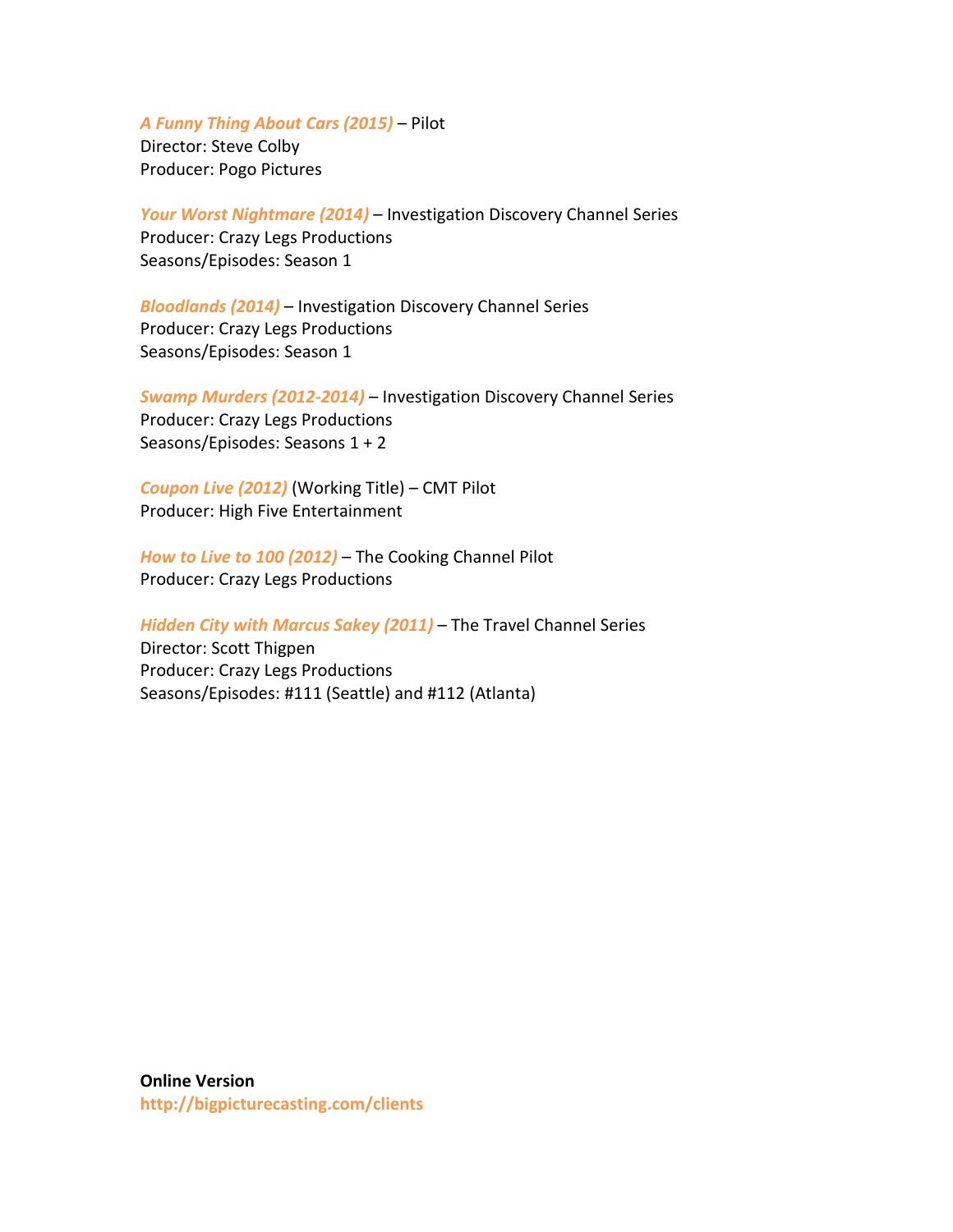*A Funny Thing About Cars (2015)* – Pilot
Director: Steve Colby
Producer: Pogo Pictures

*Your Worst Nightmare (2014)* – Investigation Discovery Channel Series
Producer: Crazy Legs Productions
Seasons/Episodes: Season 1

*Bloodlands (2014)* – Investigation Discovery Channel Series
Producer: Crazy Legs Productions
Seasons/Episodes: Season 1

*Swamp Murders (2012-2014)* – Investigation Discovery Channel Series
Producer: Crazy Legs Productions
Seasons/Episodes: Seasons 1 + 2

*Coupon Live (2012)* (Working Title) – CMT Pilot
Producer: High Five Entertainment

*How to Live to 100 (2012)* – The Cooking Channel Pilot
Producer: Crazy Legs Productions

*Hidden City with Marcus Sakey (2011)* – The Travel Channel Series
Director: Scott Thigpen
Producer: Crazy Legs Productions
Seasons/Episodes: #111 (Seattle) and #112 (Atlanta)

**Online Version**
**http://bigpicturecasting.com/clients**